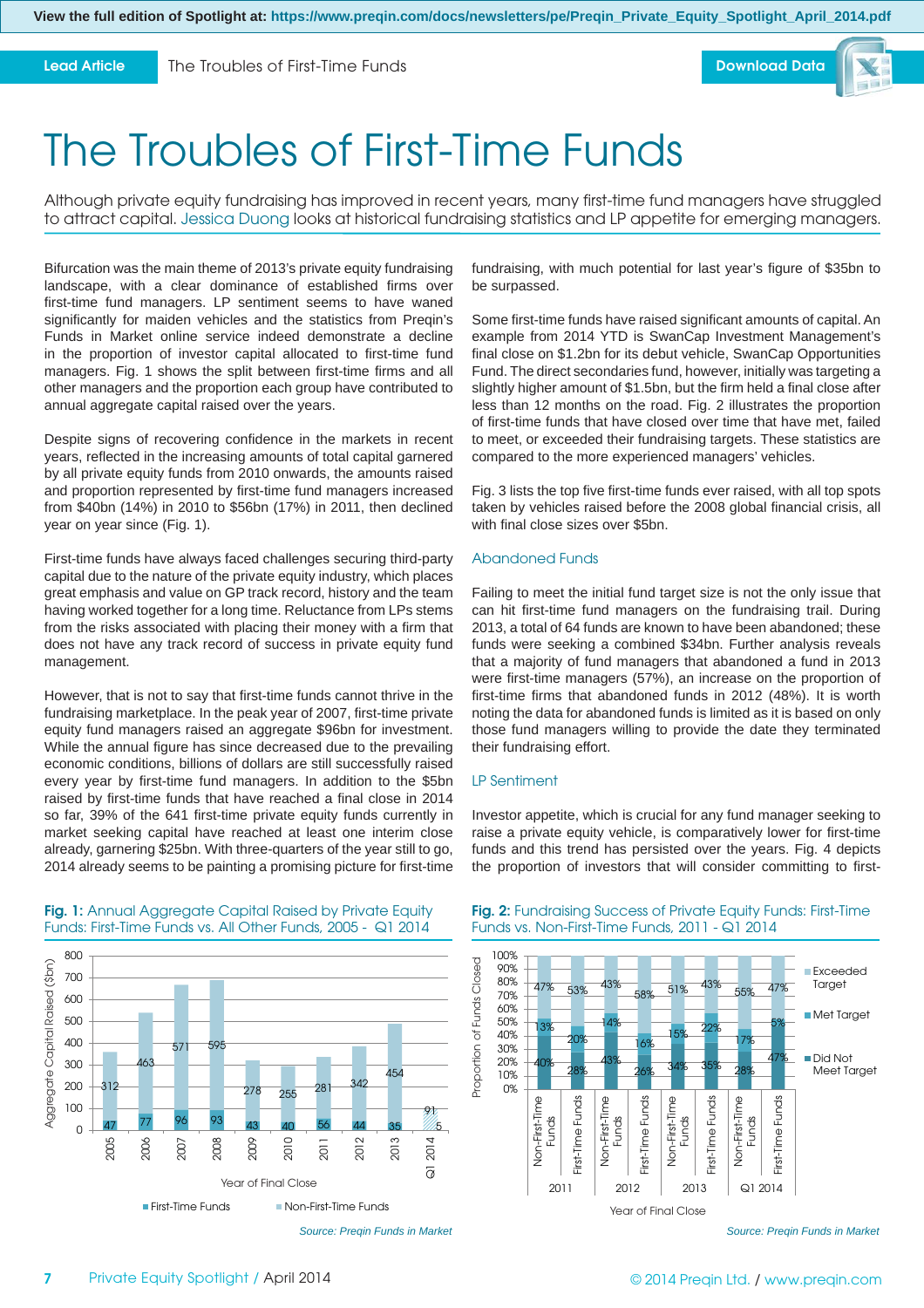View the full edition of Spotlight at: https://www.preqin.com/docs/newsletters/pe/Preqin_Private_Equity_Spotlight_April_2014.pdf

Lead Article | The Troubles of First-Time Funds | Download Data

# The Troubles of First-Time Funds

Although private equity fundraising has improved in recent years, many first-time fund managers have struggled to attract capital. Jessica Duong looks at historical fundraising statistics and LP appetite for emerging managers.

Bifurcation was the main theme of 2013's private equity fundraising landscape, with a clear dominance of established firms over first-time fund managers. LP sentiment seems to have waned significantly for maiden vehicles and the statistics from Preqin's Funds in Market online service indeed demonstrate a decline in the proportion of investor capital allocated to first-time fund managers. Fig. 1 shows the split between first-time firms and all other managers and the proportion each group have contributed to annual aggregate capital raised over the years.

Despite signs of recovering confidence in the markets in recent years, reflected in the increasing amounts of total capital garnered by all private equity funds from 2010 onwards, the amounts raised and proportion represented by first-time fund managers increased from $40bn (14%) in 2010 to $56bn (17%) in 2011, then declined year on year since (Fig. 1).

First-time funds have always faced challenges securing third-party capital due to the nature of the private equity industry, which places great emphasis and value on GP track record, history and the team having worked together for a long time. Reluctance from LPs stems from the risks associated with placing their money with a firm that does not have any track record of success in private equity fund management.

However, that is not to say that first-time funds cannot thrive in the fundraising marketplace. In the peak year of 2007, first-time private equity fund managers raised an aggregate $96bn for investment. While the annual figure has since decreased due to the prevailing economic conditions, billions of dollars are still successfully raised every year by first-time fund managers. In addition to the $5bn raised by first-time funds that have reached a final close in 2014 so far, 39% of the 641 first-time private equity funds currently in market seeking capital have at least one interim close already, garnering $25bn. With three-quarters of the year still to go, 2014 already seems to be painting a promising picture for first-time fundraising, with much potential for last year's figure of $35bn to be surpassed.

Some first-time funds have raised significant amounts of capital. An example from 2014 YTD is SwanCap Investment Management's final close on $1.2bn for its debut vehicle, SwanCap Opportunities Fund. The direct secondaries fund, however, initially was targeting a slightly higher amount of $1.5bn, but the firm held a final close after less than 12 months on the road. Fig. 2 illustrates the proportion of first-time funds that have closed over time that have met, failed to meet, or exceeded their fundraising targets. These statistics are compared to the more experienced managers' vehicles.

Fig. 3 lists the top five first-time funds ever raised, with all top spots taken by vehicles raised before the 2008 global financial crisis, all with final close sizes over $5bn.

## Abandoned Funds

Failing to meet the initial fund target size is not the only issue that can hit first-time fund managers on the fundraising trail. During 2013, a total of 64 funds are known to have been abandoned; these funds were seeking a combined $34bn. Further analysis reveals that a majority of fund managers that abandoned a fund in 2013 were first-time managers (57%), an increase on the proportion of first-time firms that abandoned funds in 2012 (48%). It is worth noting the data for abandoned funds is limited as it is based on only those fund managers willing to provide the date they terminated their fundraising effort.

## LP Sentiment

Investor appetite, which is crucial for any fund manager seeking to raise a private equity vehicle, is comparatively lower for first-time funds and this trend has persisted over the years. Fig. 4 depicts the proportion of investors that will consider committing to first-

**Fig. 1:** Annual Aggregate Capital Raised by Private Equity Funds: First-Time Funds vs. All Other Funds, 2005 - Q1 2014

| Year of Final Close | First-Time Funds | Non-First-Time Funds |
|---|---|---|
| 2005 | 47 | 312 |
| 2006 | 77 | 463 |
| 2007 | 96 | 571 |
| 2008 | 93 | 595 |
| 2009 | 43 | 278 |
| 2010 | 40 | 255 |
| 2011 | 56 | 281 |
| 2012 | 44 | 342 |
| 2013 | 35 | 454 |
| Q1 2014 | 5 | 91 |

Aggregate Capital Raised ($bn)

*Source: Preqin Funds in Market*

**Fig. 2:** Fundraising Success of Private Equity Funds: First-Time Funds vs. Non-First-Time Funds, 2011 - Q1 2014

| Year of Final Close | Fund Type | Did Not Meet Target | Met Target | Exceeded Target |
|---|---|---|---|---|
| 2011 | Non-First-Time Funds | 40% | 13% | 47% |
| 2011 | First-Time Funds | 28% | 20% | 53% |
| 2012 | Non-First-Time Funds | 43% | 14% | 43% |
| 2012 | First-Time Funds | 26% | 16% | 58% |
| 2013 | Non-First-Time Funds | 34% | 15% | 51% |
| 2013 | First-Time Funds | 35% | 22% | 43% |
| Q1 2014 | Non-First-Time Funds | 28% | 17% | 55% |
| Q1 2014 | First-Time Funds | 47% | 5% | 47% |

Proportion of Funds Closed

*Source: Preqin Funds in Market*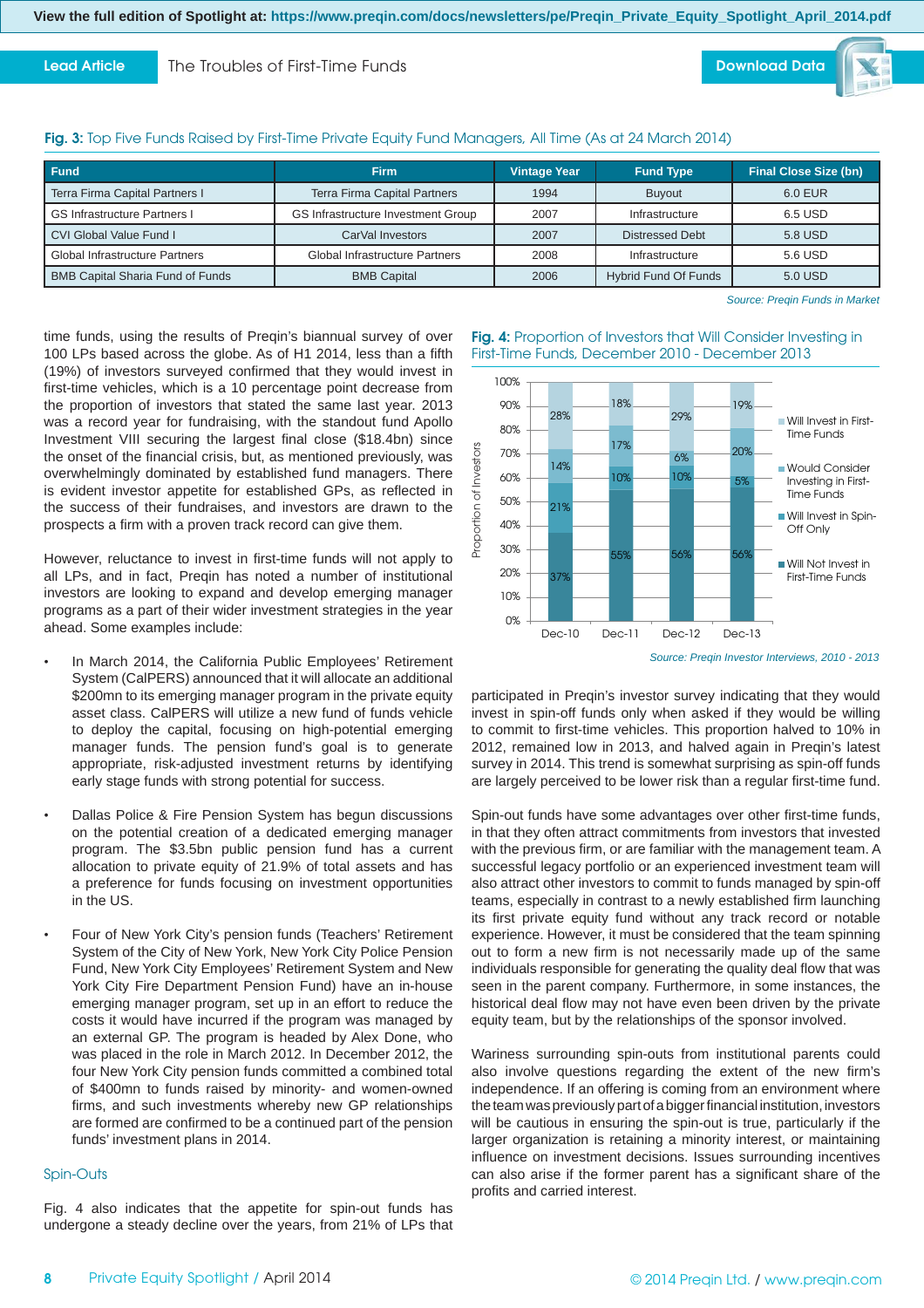**Fig. 3:** Top Five Funds Raised by First-Time Private Equity Fund Managers, All Time (As at 24 March 2014)

| Fund | Firm | Vintage Year | Fund Type | Final Close Size (bn) |
|---|---|---|---|---|
| Terra Firma Capital Partners I | Terra Firma Capital Partners | 1994 | Buyout | 6.0 EUR |
| GS Infrastructure Partners I | GS Infrastructure Investment Group | 2007 | Infrastructure | 6.5 USD |
| CVI Global Value Fund I | CarVal Investors | 2007 | Distressed Debt | 5.8 USD |
| Global Infrastructure Partners | Global Infrastructure Partners | 2008 | Infrastructure | 5.6 USD |
| BMB Capital Sharia Fund of Funds | BMB Capital | 2006 | Hybrid Fund Of Funds | 5.0 USD |

*Source: Preqin Funds in Market*

time funds, using the results of Preqin's biannual survey of over 100 LPs based across the globe. As of H1 2014, less than a fifth (19%) of investors surveyed confirmed that they would invest in first-time vehicles, which is a 10 percentage point decrease from the proportion of investors that stated the same last year. 2013 was a record year for fundraising, with the standout fund Apollo Investment VIII securing the largest final close ($18.4bn) since the onset of the financial crisis, but, as mentioned previously, was overwhelmingly dominated by established fund managers. There is evident investor appetite for established GPs, as reflected in the success of their fundraises, and investors are drawn to the prospects a firm with a proven track record can give them.

However, reluctance to invest in first-time funds will not apply to all LPs, and in fact, Preqin has noted a number of institutional investors are looking to expand and develop emerging manager programs as a part of their wider investment strategies in the year ahead. Some examples include:

- In March 2014, the California Public Employees' Retirement System (CalPERS) announced that it will allocate an additional $200mn to its emerging manager program in the private equity asset class. CalPERS will utilize a new fund of funds vehicle to deploy the capital, focusing on high-potential emerging manager funds. The pension fund's goal is to generate appropriate, risk-adjusted investment returns by identifying early stage funds with strong potential for success.

- Dallas Police & Fire Pension System has begun discussions on the potential creation of a dedicated emerging manager program. The $3.5bn public pension fund has a current allocation to private equity of 21.9% of total assets and has a preference for funds focusing on investment opportunities in the US.

- Four of New York City's pension funds (Teachers' Retirement System of the City of New York, New York City Police Pension Fund, New York City Employees' Retirement System and New York City Fire Department Pension Fund) have an in-house emerging manager program, set up in an effort to reduce the costs it would have incurred if the program was managed by an external GP. The program is headed by Alex Done, who was placed in the role in March 2012. In December 2012, the four New York City pension funds committed a combined total of $400mn to funds raised by minority- and women-owned firms, and such investments whereby new GP relationships are formed are confirmed to be a continued part of the pension funds' investment plans in 2014.

**Fig. 4:** Proportion of Investors that Will Consider Investing in First-Time Funds, December 2010 - December 2013

| | Dec-10 | Dec-11 | Dec-12 | Dec-13 |
|---|---|---|---|---|
| Will Invest in First-Time Funds | 28% | 18% | 29% | 19% |
| Would Consider Investing in First-Time Funds | 14% | 17% | 6% | 20% |
| Will Invest in Spin-Off Only | 21% | 10% | 10% | 5% |
| Will Not Invest in First-Time Funds | 37% | 55% | 56% | 56% |

*Source: Preqin Investor Interviews, 2010 - 2013*

## Spin-Outs

Fig. 4 also indicates that the appetite for spin-out funds has undergone a steady decline over the years, from 21% of LPs that participated in Preqin's investor survey indicating that they would invest in spin-off funds only when asked if they would be willing to commit to first-time vehicles. This proportion halved to 10% in 2012, remained low in 2013, and halved again in Preqin's latest survey in 2014. This trend is somewhat surprising as spin-off funds are largely perceived to be lower risk than a regular first-time fund.

Spin-out funds have some advantages over other first-time funds, in that they often attract commitments from investors that invested with the previous firm, or are familiar with the management team. A successful legacy portfolio or an experienced investment team will also attract other investors to commit to funds managed by spin-off teams, especially in contrast to a newly established firm launching its first private equity fund without any track record or notable experience. However, it must be considered that the team spinning out to form a new firm is not necessarily made up of the same individuals responsible for generating the quality deal flow that was seen in the parent company. Furthermore, in some instances, the historical deal flow may not have even been driven by the private equity team, but by the relationships of the sponsor involved.

Wariness surrounding spin-outs from institutional parents could also involve questions regarding the extent of the new firm's independence. If an offering is coming from an environment where the team was previously part of a bigger financial institution, investors will be cautious in ensuring the spin-out is true, particularly if the larger organization is retaining a minority interest, or maintaining influence on investment decisions. Issues surrounding incentives can also arise if the former parent has a significant share of the profits and carried interest.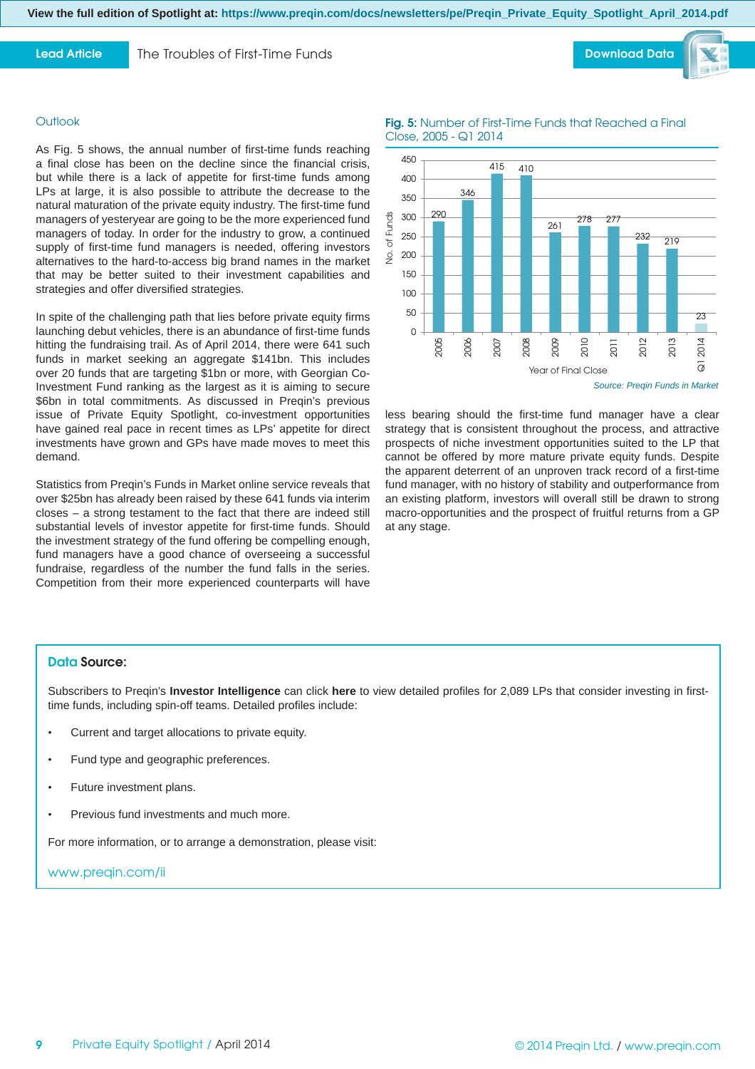## Outlook

As Fig. 5 shows, the annual number of first-time funds reaching a final close has been on the decline since the financial crisis, but while there is a lack of appetite for first-time funds among LPs at large, it is also possible to attribute the decrease to the natural maturation of the private equity industry. The first-time fund managers of yesteryear are going to be the more experienced fund managers of today. In order for the industry to grow, a continued supply of first-time fund managers is needed, offering investors alternatives to the hard-to-access big brand names in the market that may be better suited to their investment capabilities and strategies and offer diversified strategies.

In spite of the challenging path that lies before private equity firms launching debut vehicles, there is an abundance of first-time funds hitting the fundraising trail. As of April 2014, there were 641 such funds in market seeking an aggregate $141bn. This includes over 20 funds that are targeting $1bn or more, with Georgian Co-Investment Fund ranking as the largest as it is aiming to secure $6bn in total commitments. As discussed in Preqin's previous issue of Private Equity Spotlight, co-investment opportunities have gained real pace in recent times as LPs' appetite for direct investments have grown and GPs have made moves to meet this demand.

Statistics from Preqin's Funds in Market online service reveals that over $25bn has already been raised by these 641 funds via interim closes – a strong testament to the fact that there are indeed still substantial levels of investor appetite for first-time funds. Should the investment strategy of the fund offering be compelling enough, fund managers have a good chance of overseeing a successful fundraise, regardless of the number the fund falls in the series. Competition from their more experienced counterparts will have less bearing should the first-time fund manager have a clear strategy that is consistent throughout the process, and attractive prospects of niche investment opportunities suited to the LP that cannot be offered by more mature private equity funds. Despite the apparent deterrent of an unproven track record of a first-time fund manager, with no history of stability and outperformance from an existing platform, investors will overall still be drawn to strong macro-opportunities and the prospect of fruitful returns from a GP at any stage.

**Fig. 5:** Number of First-Time Funds that Reached a Final Close, 2005 - Q1 2014

| Year of Final Close | No. of Funds |
|---|---|
| 2005 | 290 |
| 2006 | 346 |
| 2007 | 415 |
| 2008 | 410 |
| 2009 | 261 |
| 2010 | 278 |
| 2011 | 277 |
| 2012 | 232 |
| 2013 | 219 |
| Q1 2014 | 23 |

*Source: Preqin Funds in Market*

### Data Source:

Subscribers to Preqin's **Investor Intelligence** can click **here** to view detailed profiles for 2,089 LPs that consider investing in first-time funds, including spin-off teams. Detailed profiles include:

- Current and target allocations to private equity.
- Fund type and geographic preferences.
- Future investment plans.
- Previous fund investments and much more.

For more information, or to arrange a demonstration, please visit:

www.preqin.com/ii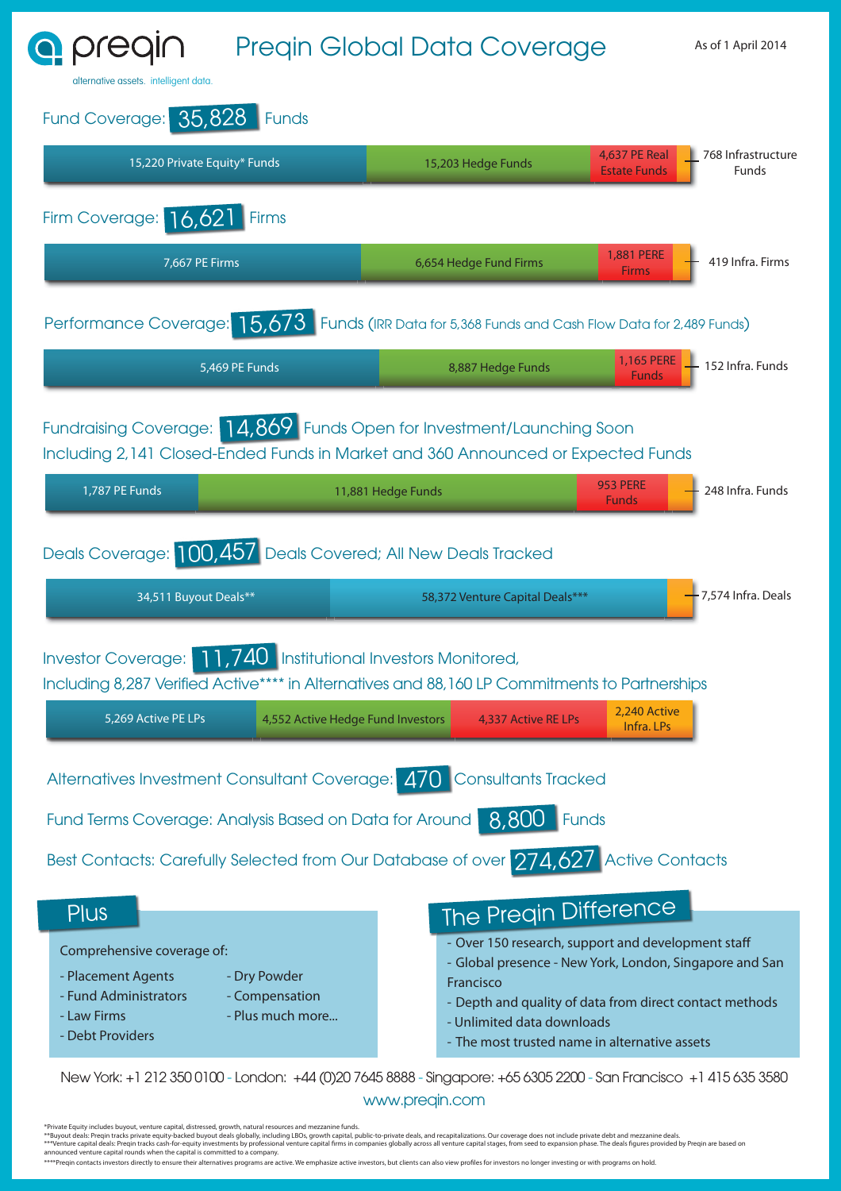# preqin

alternative assets. intelligent data.

## Preqin Global Data Coverage

As of 1 April 2014

**Fund Coverage: 35,828 Funds**

15,220 Private Equity* Funds
15,203 Hedge Funds
4,637 PE Real Estate Funds
768 Infrastructure Funds

**Firm Coverage: 16,621 Firms**

7,667 PE Firms
6,654 Hedge Fund Firms
1,881 PERE Firms
419 Infra. Firms

**Performance Coverage: 15,673 Funds** (IRR Data for 5,368 Funds and Cash Flow Data for 2,489 Funds)

5,469 PE Funds
8,887 Hedge Funds
1,165 PERE Funds
152 Infra. Funds

**Fundraising Coverage: 14,869 Funds Open for Investment/Launching Soon**
Including 2,141 Closed-Ended Funds in Market and 360 Announced or Expected Funds

1,787 PE Funds
11,881 Hedge Funds
953 PERE Funds
248 Infra. Funds

**Deals Coverage: 100,457 Deals Covered; All New Deals Tracked**

34,511 Buyout Deals**
58,372 Venture Capital Deals***
7,574 Infra. Deals

**Investor Coverage: 11,740 Institutional Investors Monitored,**
Including 8,287 Verified Active**** in Alternatives and 88,160 LP Commitments to Partnerships

5,269 Active PE LPs
4,552 Active Hedge Fund Investors
4,337 Active RE LPs
2,240 Active Infra. LPs

**Alternatives Investment Consultant Coverage: 470 Consultants Tracked**

**Fund Terms Coverage: Analysis Based on Data for Around 8,800 Funds**

**Best Contacts: Carefully Selected from Our Database of over 274,627 Active Contacts**

## Plus

Comprehensive coverage of:

- Placement Agents
- Fund Administrators
- Law Firms
- Debt Providers
- Dry Powder
- Compensation
- Plus much more...

## The Preqin Difference

- Over 150 research, support and development staff
- Global presence - New York, London, Singapore and San Francisco
- Depth and quality of data from direct contact methods
- Unlimited data downloads
- The most trusted name in alternative assets

New York: +1 212 350 0100 - London: +44 (0)20 7645 8888 - Singapore: +65 6305 2200 - San Francisco +1 415 635 3580

www.preqin.com

*Private Equity includes buyout, venture capital, distressed, growth, natural resources and mezzanine funds.
**Buyout deals: Preqin tracks private equity-backed buyout deals globally, including LBOs, growth capital, public-to-private deals, and recapitalizations. Our coverage does not include private debt and mezzanine deals.
***Venture capital deals: Preqin tracks cash-for-equity investments by professional venture capital firms in companies globally across all venture capital stages, from seed to expansion phase. The deals figures provided by Preqin are based on announced venture capital rounds when the capital is committed to a company.
****Preqin contacts investors directly to ensure their alternatives programs are active. We emphasize active investors, but clients can also view profiles for investors no longer investing or with programs on hold.